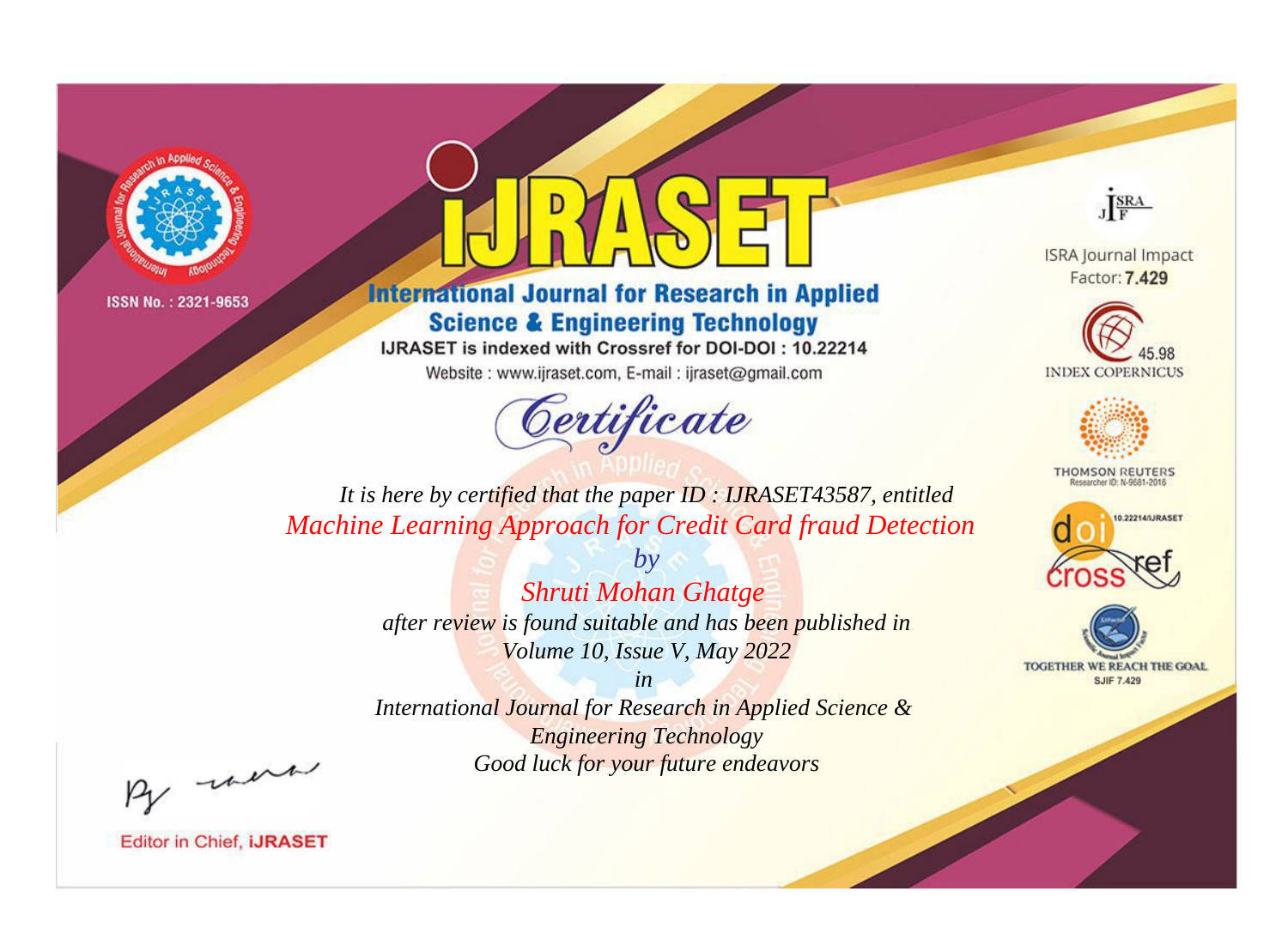ISSN No. : 2321-9653

# iJRASET

## International Journal for Research in Applied Science & Engineering Technology

IJRASET is indexed with Crossref for DOI-DOI : 10.22214

Website : www.ijraset.com, E-mail : ijraset@gmail.com

ISRA Journal Impact Factor: **7.429**

45.98 INDEX COPERNICUS

THOMSON REUTERS Researcher ID: N-9681-2016

10.22214/IJRASET

TOGETHER WE REACH THE GOAL SJIF 7.429

# *Certificate*

*It is here by certified that the paper ID : IJRASET43587, entitled*

*Machine Learning Approach for Credit Card fraud Detection*

*by*

*Shruti Mohan Ghatge*

*after review is found suitable and has been published in*

*Volume 10, Issue V, May 2022*

*in*

*International Journal for Research in Applied Science & Engineering Technology*

*Good luck for your future endeavors*

Editor in Chief, **iJRASET**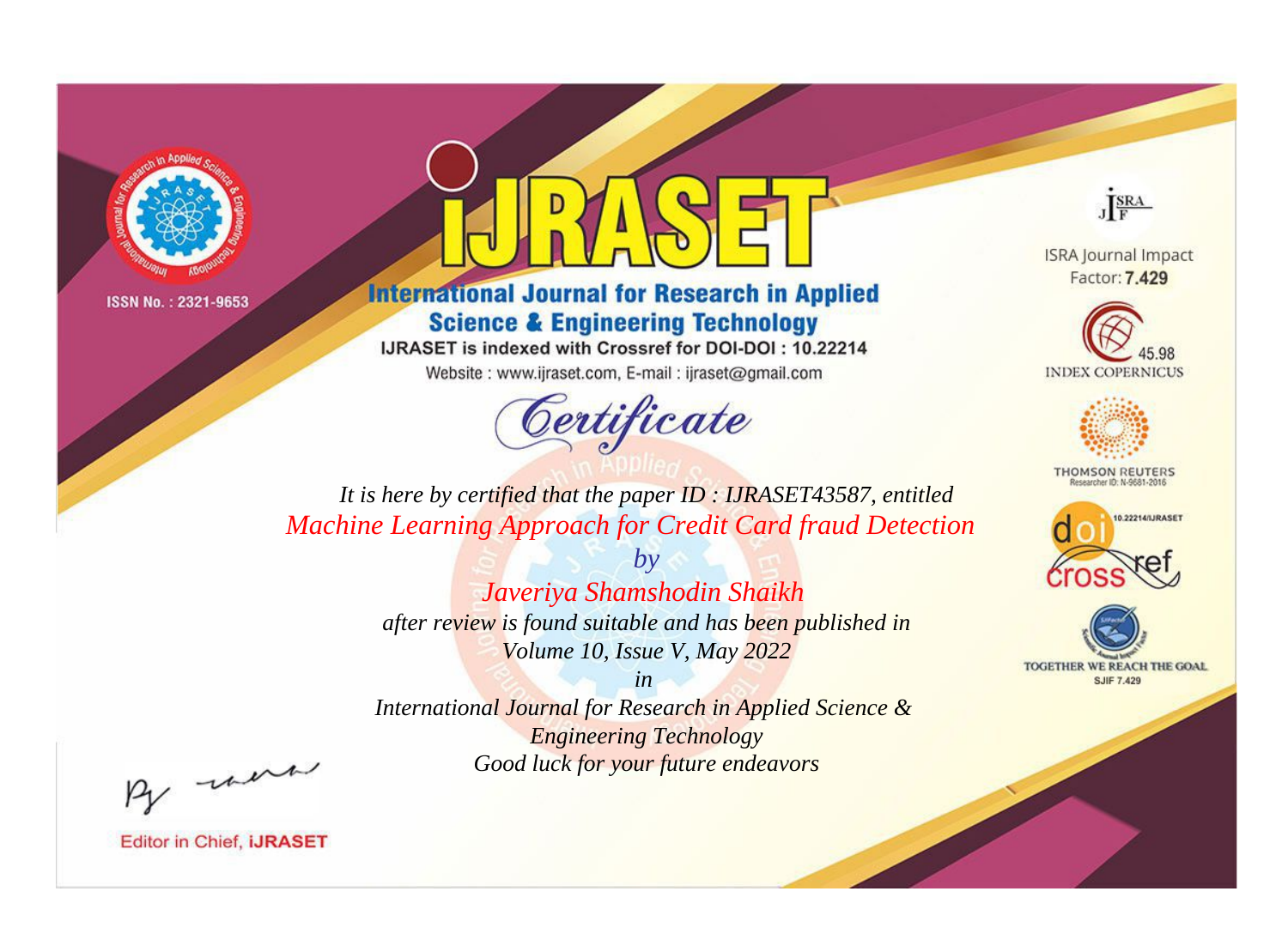ISSN No. : 2321-9653

# iJRASET

## International Journal for Research in Applied Science & Engineering Technology

IJRASET is indexed with Crossref for DOI-DOI : 10.22214

Website : www.ijraset.com, E-mail : ijraset@gmail.com

ISRA Journal Impact Factor: **7.429**

45.98 INDEX COPERNICUS

THOMSON REUTERS Researcher ID: N-9681-2016

10.22214/IJRASET

TOGETHER WE REACH THE GOAL SJIF 7.429

# *Certificate*

*It is here by certified that the paper ID : IJRASET43587, entitled*

*Machine Learning Approach for Credit Card fraud Detection*

*by*

*Javeriya Shamshodin Shaikh*

*after review is found suitable and has been published in*

*Volume 10, Issue V, May 2022*

*in*

*International Journal for Research in Applied Science & Engineering Technology*

*Good luck for your future endeavors*

Editor in Chief, **iJRASET**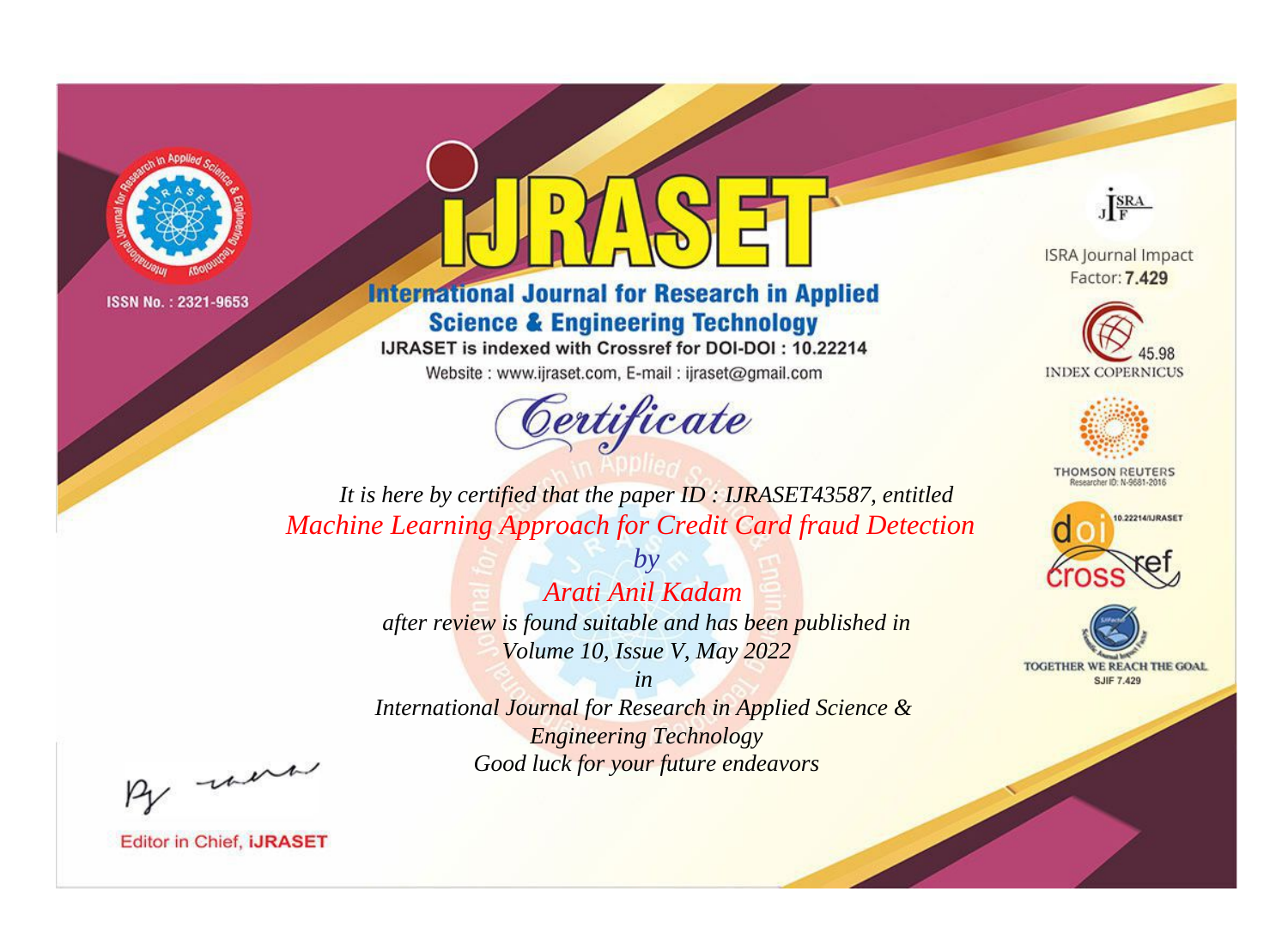ISSN No. : 2321-9653

# iJRASET

## International Journal for Research in Applied Science & Engineering Technology

IJRASET is indexed with Crossref for DOI-DOI : 10.22214

Website : www.ijraset.com, E-mail : ijraset@gmail.com

ISRA Journal Impact Factor: **7.429**

45.98 INDEX COPERNICUS

THOMSON REUTERS Researcher ID: N-9681-2016

10.22214/IJRASET

TOGETHER WE REACH THE GOAL SJIF 7.429

*Certificate*

*It is here by certified that the paper ID : IJRASET43587, entitled*

*Machine Learning Approach for Credit Card fraud Detection*

*by*

*Arati Anil Kadam*

*after review is found suitable and has been published in*

*Volume 10, Issue V, May 2022*

*in*

*International Journal for Research in Applied Science & Engineering Technology*

*Good luck for your future endeavors*

Editor in Chief, **iJRASET**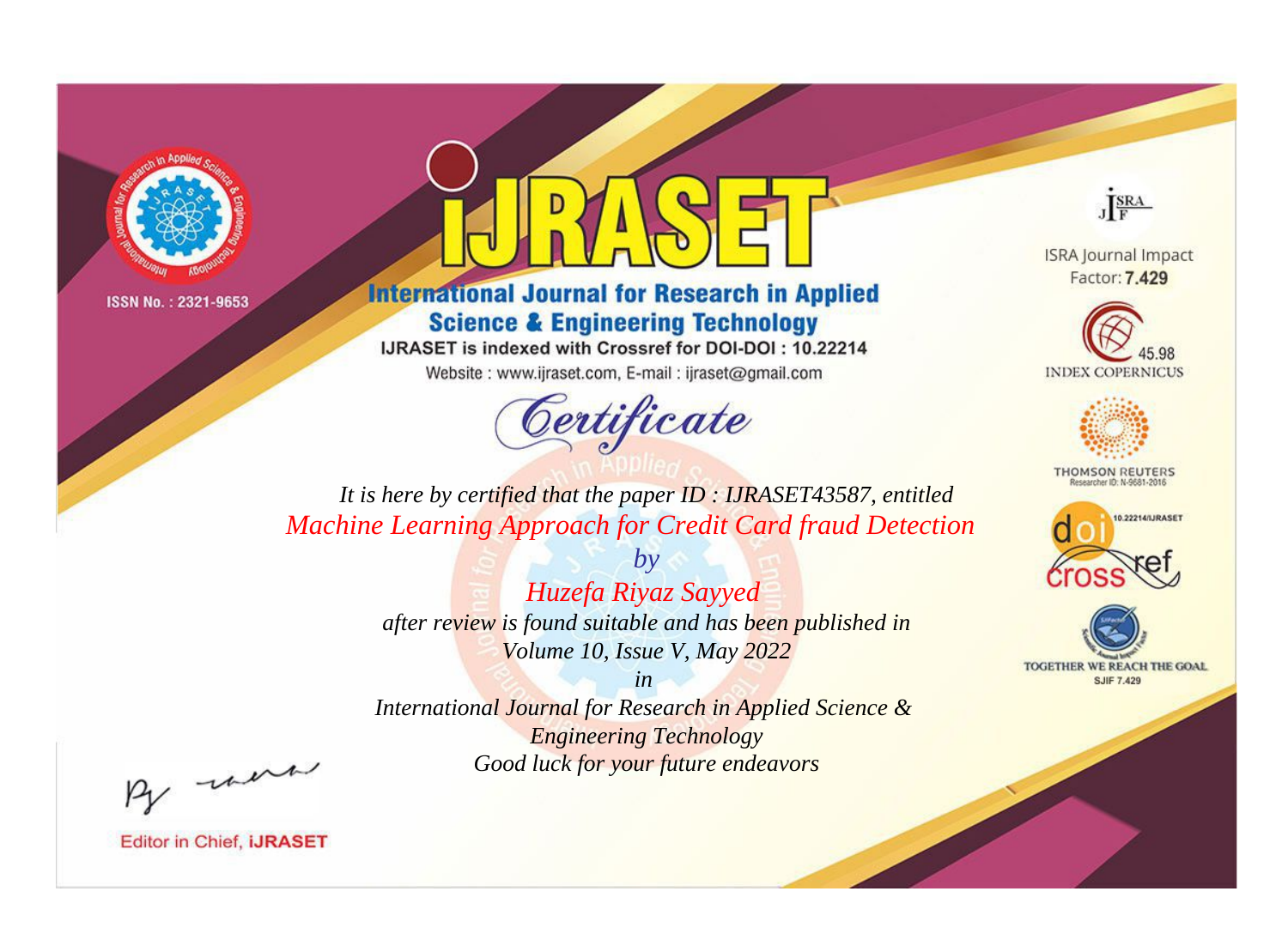ISSN No. : 2321-9653

# IJRASET

## International Journal for Research in Applied Science & Engineering Technology

IJRASET is indexed with Crossref for DOI-DOI : 10.22214

Website : www.ijraset.com, E-mail : ijraset@gmail.com

ISRA Journal Impact Factor: **7.429**

45.98 INDEX COPERNICUS

THOMSON REUTERS Researcher ID: N-9681-2016

10.22214/IJRASET

TOGETHER WE REACH THE GOAL SJIF 7.429

## Certificate

*It is here by certified that the paper ID : IJRASET43587, entitled*

*Machine Learning Approach for Credit Card fraud Detection*

*by*

*Huzefa Riyaz Sayyed*

*after review is found suitable and has been published in*

*Volume 10, Issue V, May 2022*

*in*

*International Journal for Research in Applied Science & Engineering Technology*

*Good luck for your future endeavors*

Editor in Chief, **iJRASET**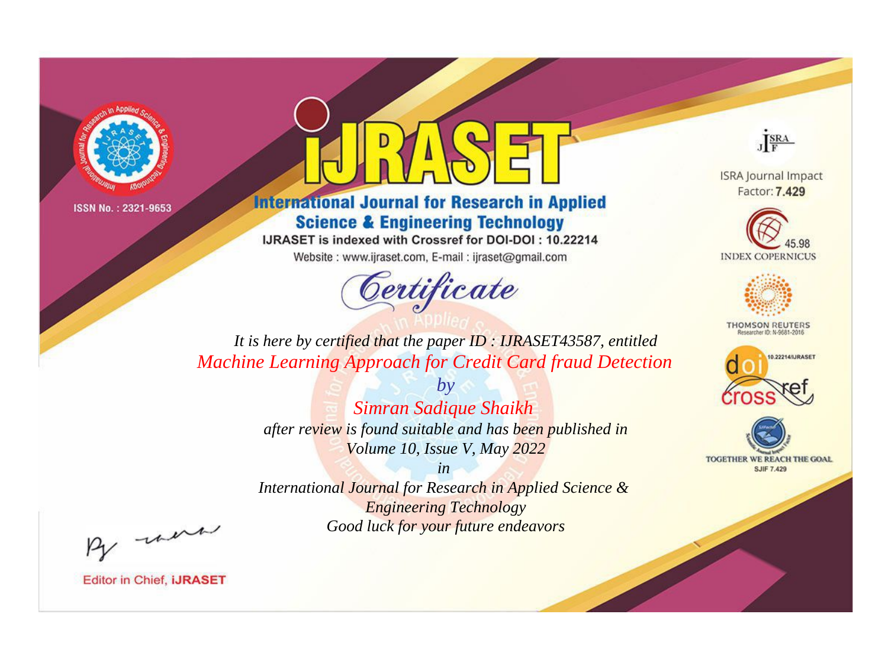ISSN No. : 2321-9653

# iJRASET

## International Journal for Research in Applied Science & Engineering Technology

IJRASET is indexed with Crossref for DOI-DOI : 10.22214

Website : www.ijraset.com, E-mail : ijraset@gmail.com

ISRA Journal Impact Factor: **7.429**

45.98 INDEX COPERNICUS

THOMSON REUTERS Researcher ID: N-9681-2016

10.22214/IJRASET

TOGETHER WE REACH THE GOAL SJIF 7.429

# *Certificate*

*It is here by certified that the paper ID : IJRASET43587, entitled*

*Machine Learning Approach for Credit Card fraud Detection*

*by*

*Simran Sadique Shaikh*

*after review is found suitable and has been published in*

*Volume 10, Issue V, May 2022*

*in*

*International Journal for Research in Applied Science & Engineering Technology*

*Good luck for your future endeavors*

Editor in Chief, **iJRASET**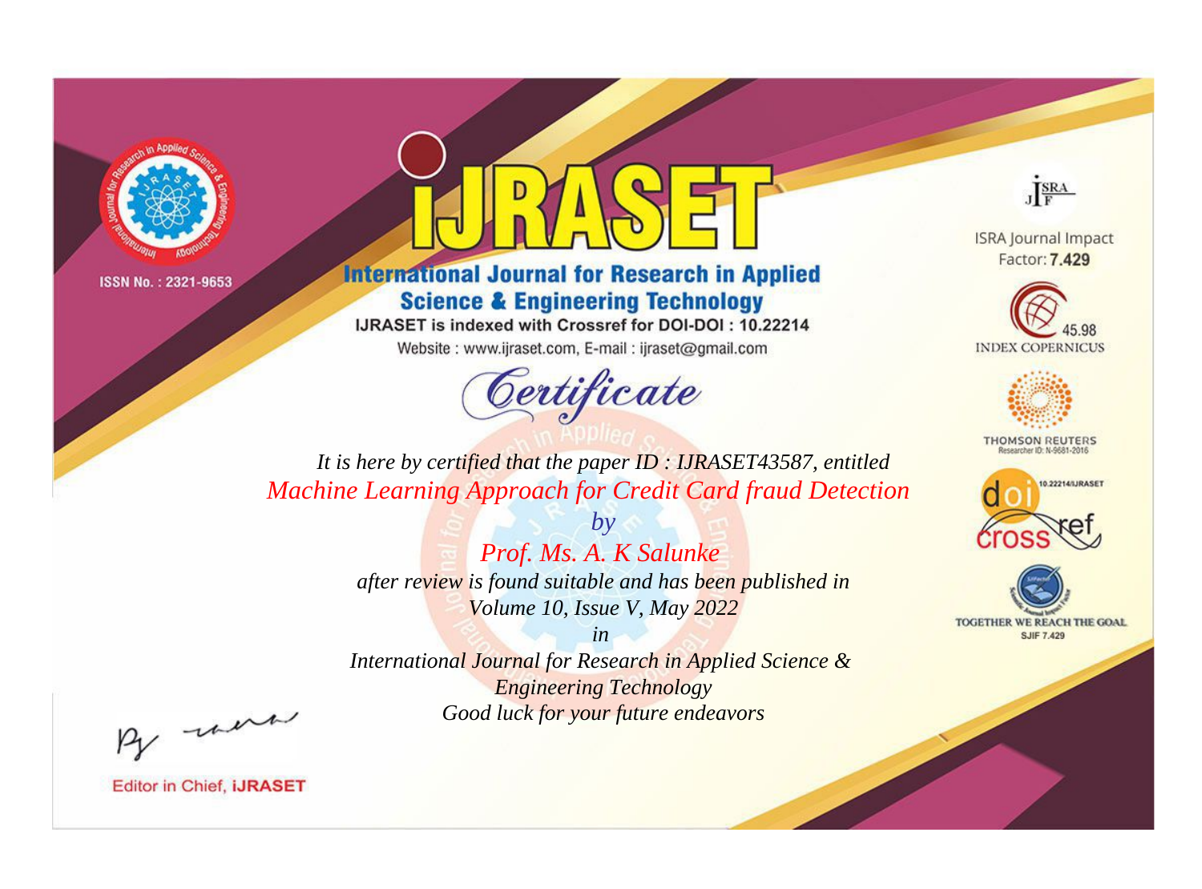ISSN No. : 2321-9653

# iJRASET

## International Journal for Research in Applied Science & Engineering Technology

IJRASET is indexed with Crossref for DOI-DOI : 10.22214

Website : www.ijraset.com, E-mail : ijraset@gmail.com

ISRA Journal Impact Factor: **7.429**

45.98 INDEX COPERNICUS

THOMSON REUTERS Researcher ID: N-9681-2016

10.22214/IJRASET

TOGETHER WE REACH THE GOAL SJIF 7.429

# *Certificate*

*It is here by certified that the paper ID : IJRASET43587, entitled*

*Machine Learning Approach for Credit Card fraud Detection*

*by*

*Prof. Ms. A. K Salunke*

*after review is found suitable and has been published in*

*Volume 10, Issue V, May 2022*

*in*

*International Journal for Research in Applied Science & Engineering Technology*

*Good luck for your future endeavors*

Editor in Chief, **iJRASET**